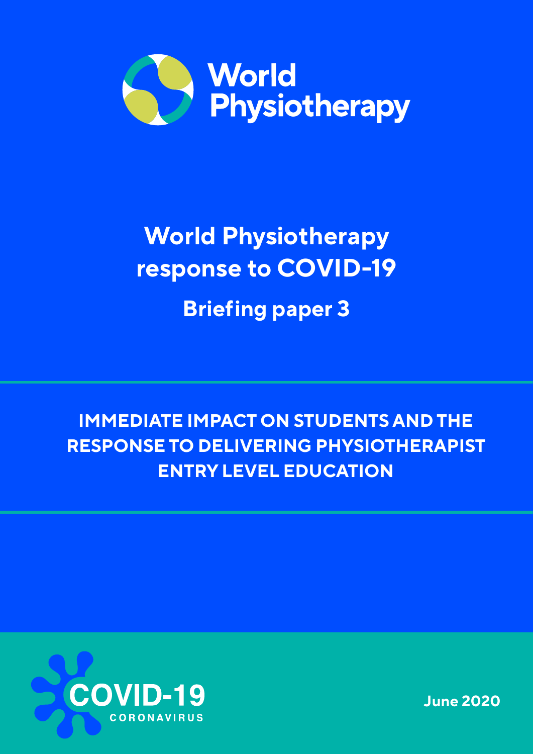World Physiotherapy

# World Physiotherapy response to COVID-19

## Briefing paper 3

**IMMEDIATE IMPACT ON STUDENTS AND THE RESPONSE TO DELIVERING PHYSIOTHERAPIST ENTRY LEVEL EDUCATION**

COVID-19 CORONAVIRUS

June 2020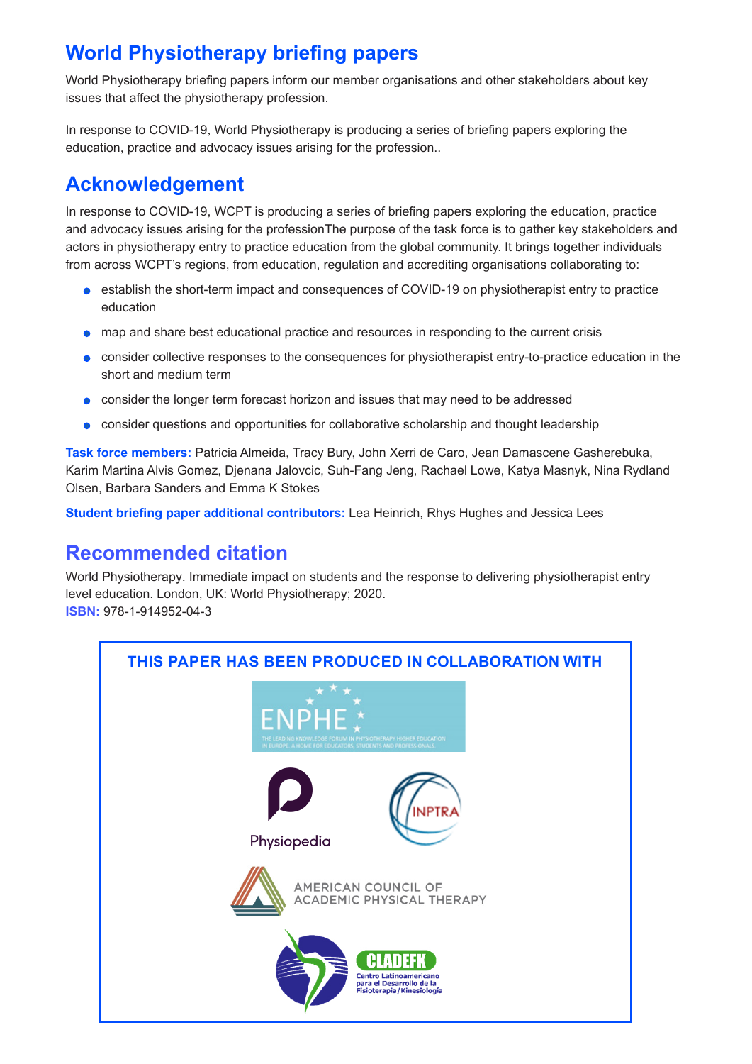## World Physiotherapy briefing papers

World Physiotherapy briefing papers inform our member organisations and other stakeholders about key issues that affect the physiotherapy profession.

In response to COVID-19, World Physiotherapy is producing a series of briefing papers exploring the education, practice and advocacy issues arising for the profession..

## Acknowledgement

In response to COVID-19, WCPT is producing a series of briefing papers exploring the education, practice and advocacy issues arising for the professionThe purpose of the task force is to gather key stakeholders and actors in physiotherapy entry to practice education from the global community. It brings together individuals from across WCPT's regions, from education, regulation and accrediting organisations collaborating to:

- establish the short-term impact and consequences of COVID-19 on physiotherapist entry to practice education
- map and share best educational practice and resources in responding to the current crisis
- consider collective responses to the consequences for physiotherapist entry-to-practice education in the short and medium term
- consider the longer term forecast horizon and issues that may need to be addressed
- consider questions and opportunities for collaborative scholarship and thought leadership

**Task force members:** Patricia Almeida, Tracy Bury, John Xerri de Caro, Jean Damascene Gasherebuka, Karim Martina Alvis Gomez, Djenana Jalovcic, Suh-Fang Jeng, Rachael Lowe, Katya Masnyk, Nina Rydland Olsen, Barbara Sanders and Emma K Stokes

**Student briefing paper additional contributors:** Lea Heinrich, Rhys Hughes and Jessica Lees

## Recommended citation

World Physiotherapy. Immediate impact on students and the response to delivering physiotherapist entry level education. London, UK: World Physiotherapy; 2020.
**ISBN:** 978-1-914952-04-3

**THIS PAPER HAS BEEN PRODUCED IN COLLABORATION WITH**

ENPHE — THE LEADING KNOWLEDGE FORUM IN PHYSIOTHERAPY HIGHER EDUCATION IN EUROPE. A HOME FOR EDUCATORS, STUDENTS AND PROFESSIONALS.

Physiopedia

INPTRA

AMERICAN COUNCIL OF ACADEMIC PHYSICAL THERAPY

CLADEFK — Centro Latinoamericano para el Desarrollo de la Fisioterapia/Kinesiología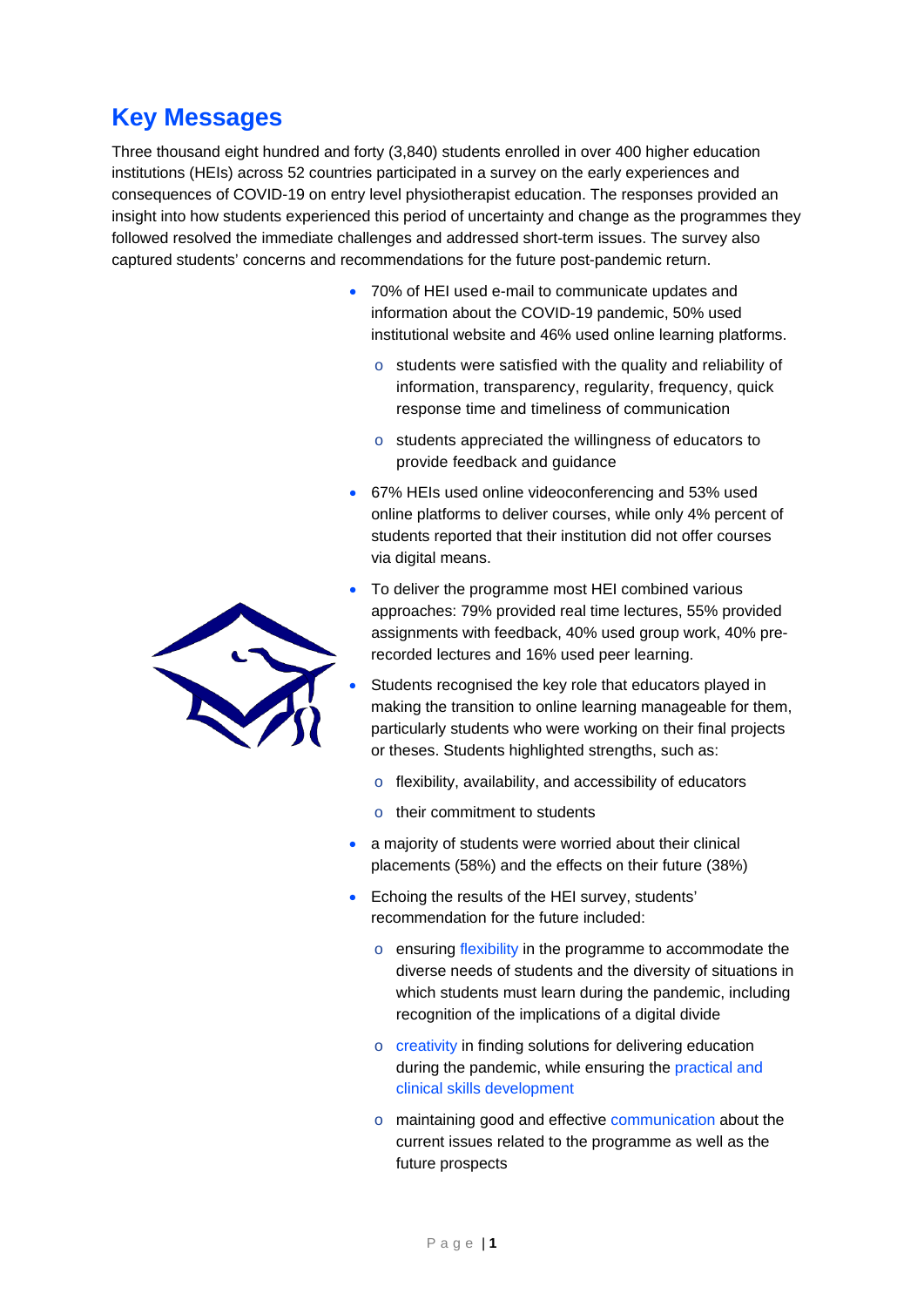## Key Messages

Three thousand eight hundred and forty (3,840) students enrolled in over 400 higher education institutions (HEIs) across 52 countries participated in a survey on the early experiences and consequences of COVID-19 on entry level physiotherapist education. The responses provided an insight into how students experienced this period of uncertainty and change as the programmes they followed resolved the immediate challenges and addressed short-term issues. The survey also captured students' concerns and recommendations for the future post-pandemic return.

- 70% of HEI used e-mail to communicate updates and information about the COVID-19 pandemic, 50% used institutional website and 46% used online learning platforms.
  - students were satisfied with the quality and reliability of information, transparency, regularity, frequency, quick response time and timeliness of communication
  - students appreciated the willingness of educators to provide feedback and guidance
- 67% HEIs used online videoconferencing and 53% used online platforms to deliver courses, while only 4% percent of students reported that their institution did not offer courses via digital means.
- To deliver the programme most HEI combined various approaches: 79% provided real time lectures, 55% provided assignments with feedback, 40% used group work, 40% pre-recorded lectures and 16% used peer learning.
- Students recognised the key role that educators played in making the transition to online learning manageable for them, particularly students who were working on their final projects or theses. Students highlighted strengths, such as:
  - flexibility, availability, and accessibility of educators
  - their commitment to students
- a majority of students were worried about their clinical placements (58%) and the effects on their future (38%)
- Echoing the results of the HEI survey, students' recommendation for the future included:
  - ensuring flexibility in the programme to accommodate the diverse needs of students and the diversity of situations in which students must learn during the pandemic, including recognition of the implications of a digital divide
  - creativity in finding solutions for delivering education during the pandemic, while ensuring the practical and clinical skills development
  - maintaining good and effective communication about the current issues related to the programme as well as the future prospects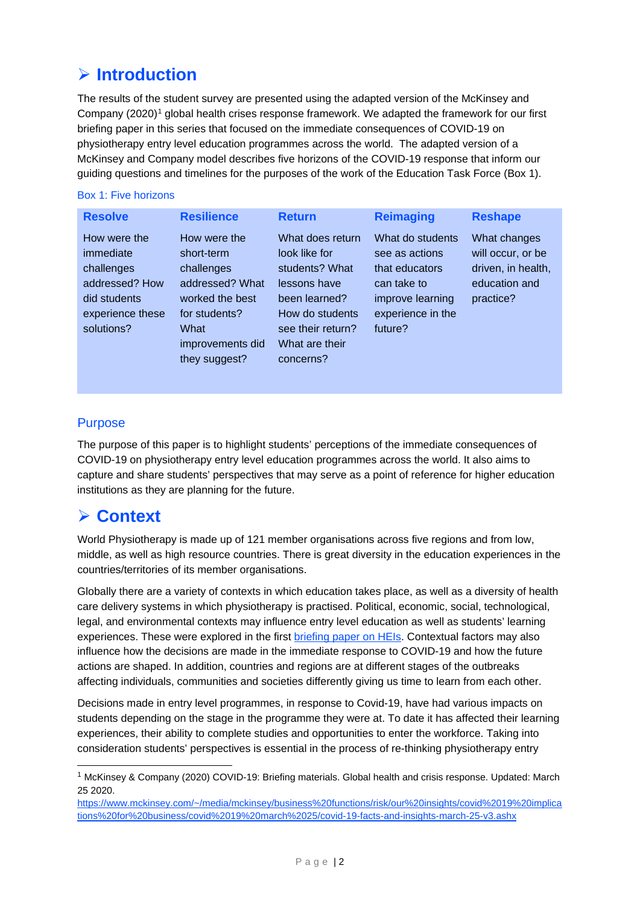# Introduction

The results of the student survey are presented using the adapted version of the McKinsey and Company (2020)[1] global health crises response framework. We adapted the framework for our first briefing paper in this series that focused on the immediate consequences of COVID-19 on physiotherapy entry level education programmes across the world. The adapted version of a McKinsey and Company model describes five horizons of the COVID-19 response that inform our guiding questions and timelines for the purposes of the work of the Education Task Force (Box 1).

Box 1: Five horizons

| Resolve | Resilience | Return | Reimaging | Reshape |
|---|---|---|---|---|
| How were the immediate challenges addressed? How did students experience these solutions? | How were the short-term challenges addressed? What worked the best for students? What improvements did they suggest? | What does return look like for students? What lessons have been learned? How do students see their return? What are their concerns? | What do students see as actions that educators can take to improve learning experience in the future? | What changes will occur, or be driven, in health, education and practice? |

## Purpose

The purpose of this paper is to highlight students' perceptions of the immediate consequences of COVID-19 on physiotherapy entry level education programmes across the world. It also aims to capture and share students' perspectives that may serve as a point of reference for higher education institutions as they are planning for the future.

# Context

World Physiotherapy is made up of 121 member organisations across five regions and from low, middle, as well as high resource countries. There is great diversity in the education experiences in the countries/territories of its member organisations.

Globally there are a variety of contexts in which education takes place, as well as a diversity of health care delivery systems in which physiotherapy is practised. Political, economic, social, technological, legal, and environmental contexts may influence entry level education as well as students' learning experiences. These were explored in the first briefing paper on HEIs. Contextual factors may also influence how the decisions are made in the immediate response to COVID-19 and how the future actions are shaped. In addition, countries and regions are at different stages of the outbreaks affecting individuals, communities and societies differently giving us time to learn from each other.

Decisions made in entry level programmes, in response to Covid-19, have had various impacts on students depending on the stage in the programme they were at. To date it has affected their learning experiences, their ability to complete studies and opportunities to enter the workforce. Taking into consideration students' perspectives is essential in the process of re-thinking physiotherapy entry

---

[1] McKinsey & Company (2020) COVID-19: Briefing materials. Global health and crisis response. Updated: March 25 2020. https://www.mckinsey.com/~/media/mckinsey/business%20functions/risk/our%20insights/covid%2019%20implications%20for%20business/covid%2019%20march%2025/covid-19-facts-and-insights-march-25-v3.ashx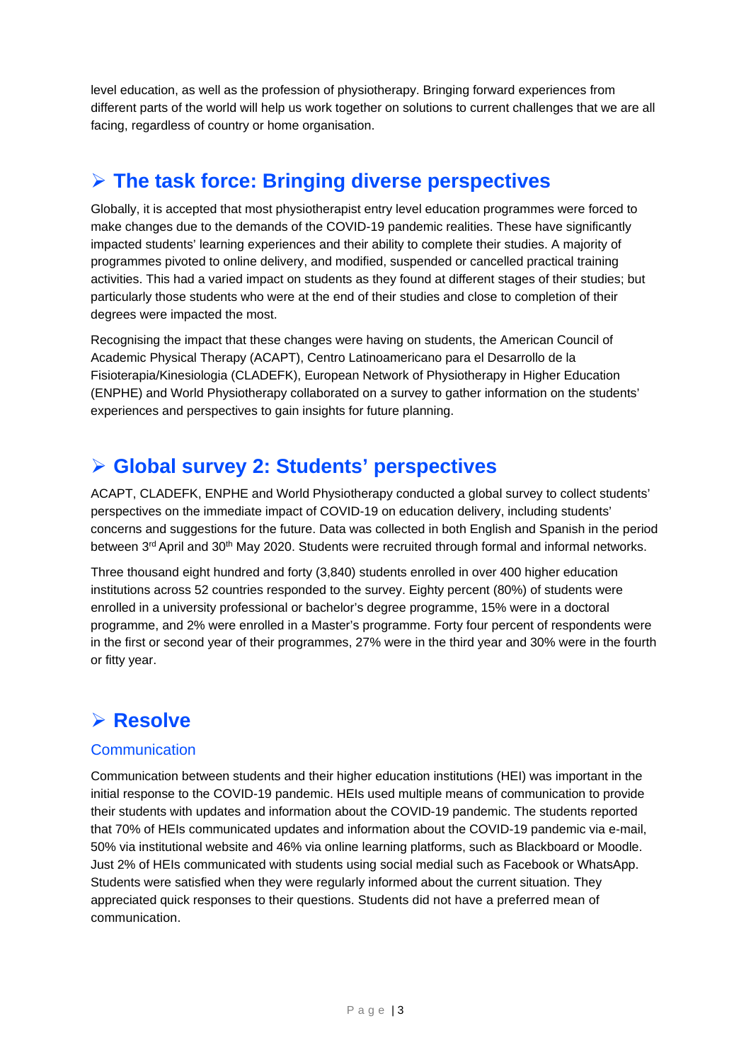level education, as well as the profession of physiotherapy. Bringing forward experiences from different parts of the world will help us work together on solutions to current challenges that we are all facing, regardless of country or home organisation.

## ➢ The task force: Bringing diverse perspectives

Globally, it is accepted that most physiotherapist entry level education programmes were forced to make changes due to the demands of the COVID-19 pandemic realities. These have significantly impacted students' learning experiences and their ability to complete their studies. A majority of programmes pivoted to online delivery, and modified, suspended or cancelled practical training activities. This had a varied impact on students as they found at different stages of their studies; but particularly those students who were at the end of their studies and close to completion of their degrees were impacted the most.

Recognising the impact that these changes were having on students, the American Council of Academic Physical Therapy (ACAPT), Centro Latinoamericano para el Desarrollo de la Fisioterapia/Kinesiologia (CLADEFK), European Network of Physiotherapy in Higher Education (ENPHE) and World Physiotherapy collaborated on a survey to gather information on the students' experiences and perspectives to gain insights for future planning.

## ➢ Global survey 2: Students' perspectives

ACAPT, CLADEFK, ENPHE and World Physiotherapy conducted a global survey to collect students' perspectives on the immediate impact of COVID-19 on education delivery, including students' concerns and suggestions for the future. Data was collected in both English and Spanish in the period between 3rd April and 30th May 2020. Students were recruited through formal and informal networks.

Three thousand eight hundred and forty (3,840) students enrolled in over 400 higher education institutions across 52 countries responded to the survey. Eighty percent (80%) of students were enrolled in a university professional or bachelor's degree programme, 15% were in a doctoral programme, and 2% were enrolled in a Master's programme. Forty four percent of respondents were in the first or second year of their programmes, 27% were in the third year and 30% were in the fourth or fitty year.

## ➢ Resolve

### Communication

Communication between students and their higher education institutions (HEI) was important in the initial response to the COVID-19 pandemic. HEIs used multiple means of communication to provide their students with updates and information about the COVID-19 pandemic. The students reported that 70% of HEIs communicated updates and information about the COVID-19 pandemic via e-mail, 50% via institutional website and 46% via online learning platforms, such as Blackboard or Moodle. Just 2% of HEIs communicated with students using social medial such as Facebook or WhatsApp. Students were satisfied when they were regularly informed about the current situation. They appreciated quick responses to their questions. Students did not have a preferred mean of communication.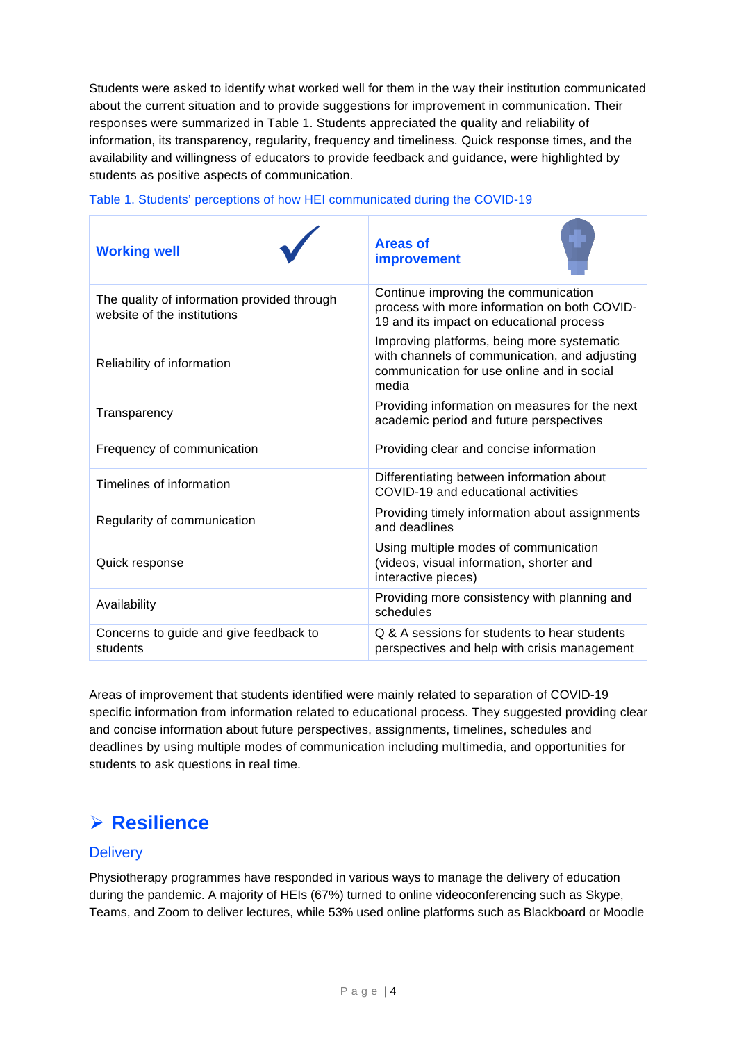Students were asked to identify what worked well for them in the way their institution communicated about the current situation and to provide suggestions for improvement in communication. Their responses were summarized in Table 1. Students appreciated the quality and reliability of information, its transparency, regularity, frequency and timeliness. Quick response times, and the availability and willingness of educators to provide feedback and guidance, were highlighted by students as positive aspects of communication.

Table 1. Students' perceptions of how HEI communicated during the COVID-19

| **Working well** | **Areas of improvement** |
|---|---|
| The quality of information provided through website of the institutions | Continue improving the communication process with more information on both COVID-19 and its impact on educational process |
| Reliability of information | Improving platforms, being more systematic with channels of communication, and adjusting communication for use online and in social media |
| Transparency | Providing information on measures for the next academic period and future perspectives |
| Frequency of communication | Providing clear and concise information |
| Timelines of information | Differentiating between information about COVID-19 and educational activities |
| Regularity of communication | Providing timely information about assignments and deadlines |
| Quick response | Using multiple modes of communication (videos, visual information, shorter and interactive pieces) |
| Availability | Providing more consistency with planning and schedules |
| Concerns to guide and give feedback to students | Q & A sessions for students to hear students perspectives and help with crisis management |

Areas of improvement that students identified were mainly related to separation of COVID-19 specific information from information related to educational process. They suggested providing clear and concise information about future perspectives, assignments, timelines, schedules and deadlines by using multiple modes of communication including multimedia, and opportunities for students to ask questions in real time.

## ➢ Resilience

### Delivery

Physiotherapy programmes have responded in various ways to manage the delivery of education during the pandemic. A majority of HEIs (67%) turned to online videoconferencing such as Skype, Teams, and Zoom to deliver lectures, while 53% used online platforms such as Blackboard or Moodle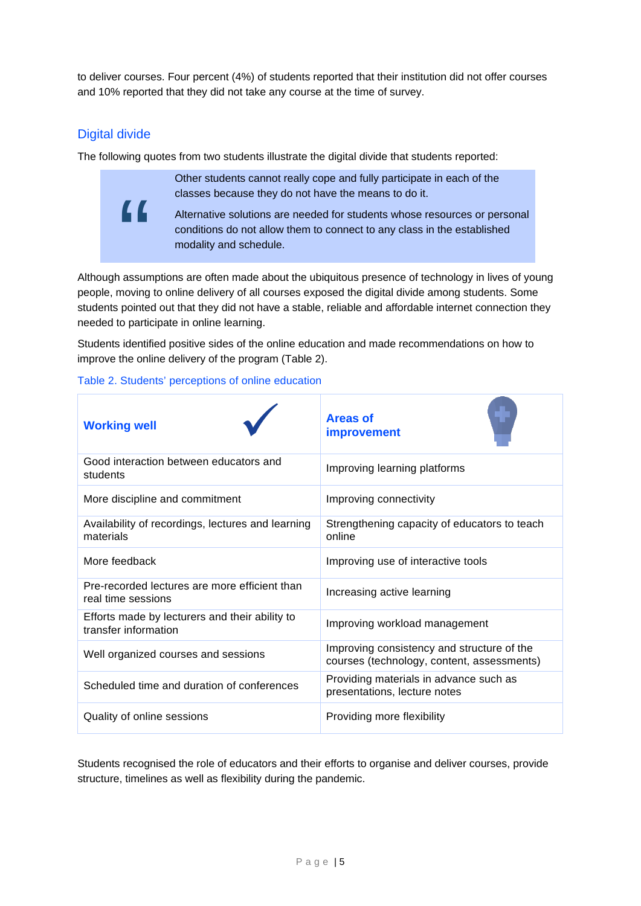to deliver courses. Four percent (4%) of students reported that their institution did not offer courses and 10% reported that they did not take any course at the time of survey.

## Digital divide

The following quotes from two students illustrate the digital divide that students reported:

> Other students cannot really cope and fully participate in each of the classes because they do not have the means to do it.
>
> Alternative solutions are needed for students whose resources or personal conditions do not allow them to connect to any class in the established modality and schedule.

Although assumptions are often made about the ubiquitous presence of technology in lives of young people, moving to online delivery of all courses exposed the digital divide among students. Some students pointed out that they did not have a stable, reliable and affordable internet connection they needed to participate in online learning.

Students identified positive sides of the online education and made recommendations on how to improve the online delivery of the program (Table 2).

Table 2. Students' perceptions of online education

| **Working well** | **Areas of improvement** |
|---|---|
| Good interaction between educators and students | Improving learning platforms |
| More discipline and commitment | Improving connectivity |
| Availability of recordings, lectures and learning materials | Strengthening capacity of educators to teach online |
| More feedback | Improving use of interactive tools |
| Pre-recorded lectures are more efficient than real time sessions | Increasing active learning |
| Efforts made by lecturers and their ability to transfer information | Improving workload management |
| Well organized courses and sessions | Improving consistency and structure of the courses (technology, content, assessments) |
| Scheduled time and duration of conferences | Providing materials in advance such as presentations, lecture notes |
| Quality of online sessions | Providing more flexibility |

Students recognised the role of educators and their efforts to organise and deliver courses, provide structure, timelines as well as flexibility during the pandemic.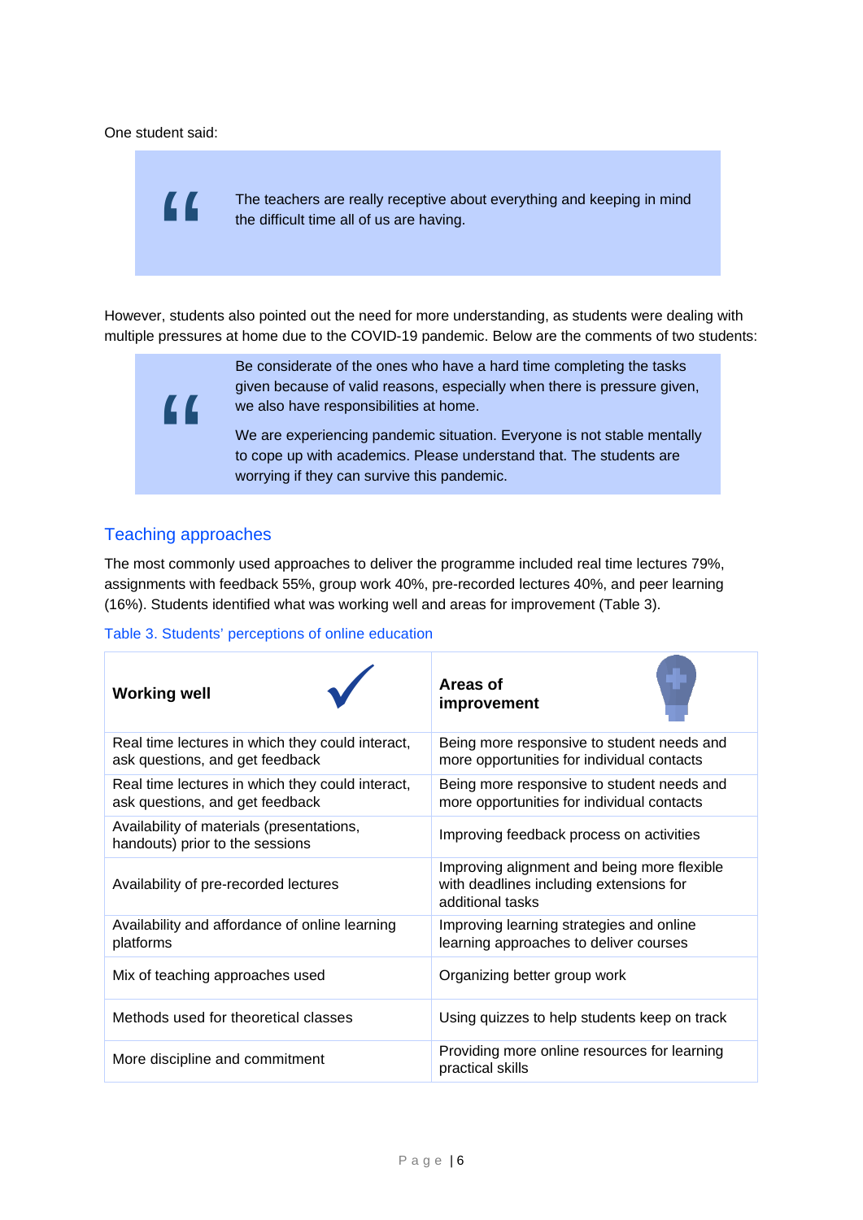One student said:

> The teachers are really receptive about everything and keeping in mind the difficult time all of us are having.

However, students also pointed out the need for more understanding, as students were dealing with multiple pressures at home due to the COVID-19 pandemic. Below are the comments of two students:

> Be considerate of the ones who have a hard time completing the tasks given because of valid reasons, especially when there is pressure given, we also have responsibilities at home.
>
> We are experiencing pandemic situation. Everyone is not stable mentally to cope up with academics. Please understand that. The students are worrying if they can survive this pandemic.

## Teaching approaches

The most commonly used approaches to deliver the programme included real time lectures 79%, assignments with feedback 55%, group work 40%, pre-recorded lectures 40%, and peer learning (16%). Students identified what was working well and areas for improvement (Table 3).

Table 3. Students' perceptions of online education

| **Working well** | **Areas of improvement** |
|---|---|
| Real time lectures in which they could interact, ask questions, and get feedback | Being more responsive to student needs and more opportunities for individual contacts |
| Real time lectures in which they could interact, ask questions, and get feedback | Being more responsive to student needs and more opportunities for individual contacts |
| Availability of materials (presentations, handouts) prior to the sessions | Improving feedback process on activities |
| Availability of pre-recorded lectures | Improving alignment and being more flexible with deadlines including extensions for additional tasks |
| Availability and affordance of online learning platforms | Improving learning strategies and online learning approaches to deliver courses |
| Mix of teaching approaches used | Organizing better group work |
| Methods used for theoretical classes | Using quizzes to help students keep on track |
| More discipline and commitment | Providing more online resources for learning practical skills |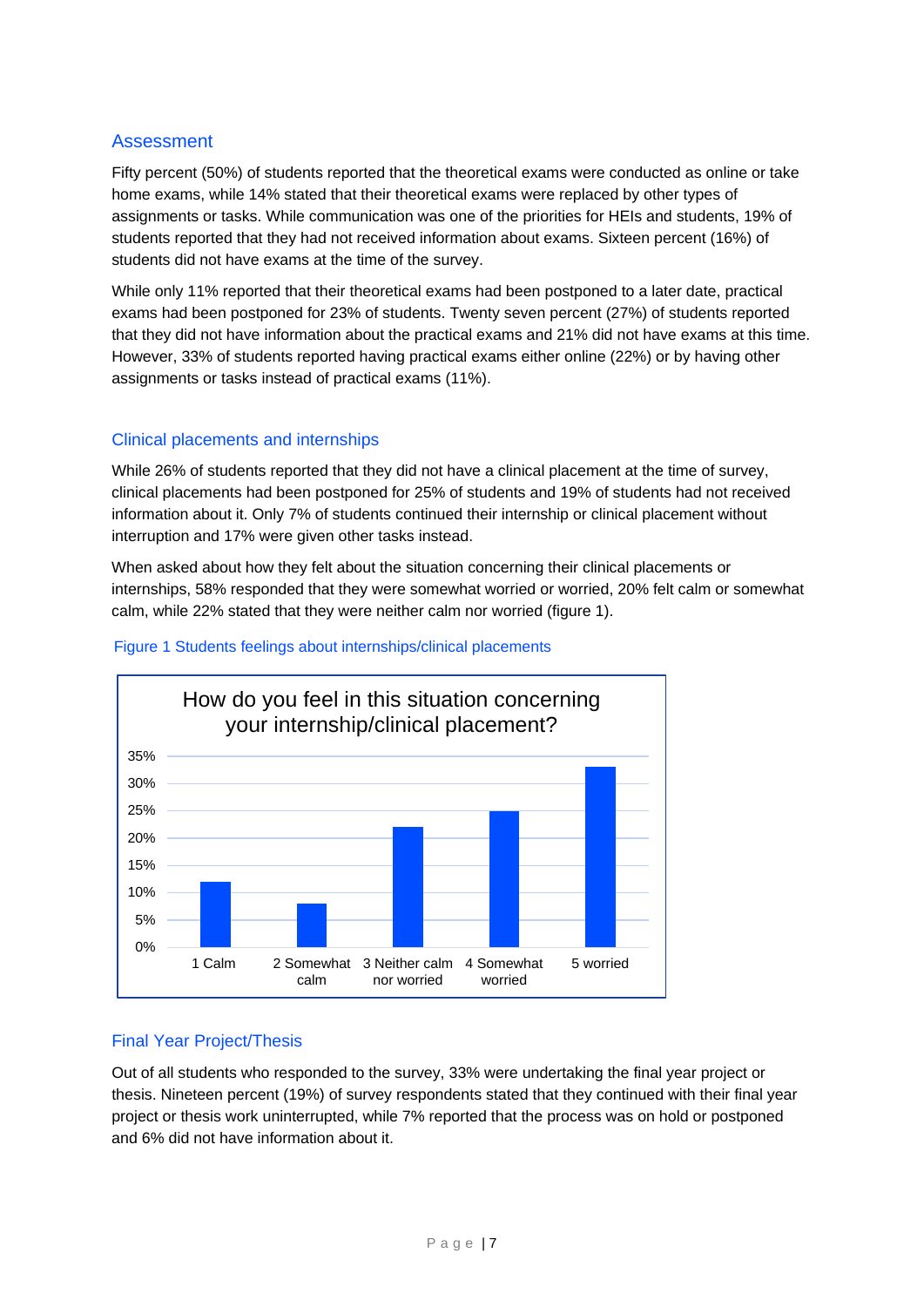## Assessment

Fifty percent (50%) of students reported that the theoretical exams were conducted as online or take home exams, while 14% stated that their theoretical exams were replaced by other types of assignments or tasks. While communication was one of the priorities for HEIs and students, 19% of students reported that they had not received information about exams. Sixteen percent (16%) of students did not have exams at the time of the survey.

While only 11% reported that their theoretical exams had been postponed to a later date, practical exams had been postponed for 23% of students. Twenty seven percent (27%) of students reported that they did not have information about the practical exams and 21% did not have exams at this time. However, 33% of students reported having practical exams either online (22%) or by having other assignments or tasks instead of practical exams (11%).

## Clinical placements and internships

While 26% of students reported that they did not have a clinical placement at the time of survey, clinical placements had been postponed for 25% of students and 19% of students had not received information about it. Only 7% of students continued their internship or clinical placement without interruption and 17% were given other tasks instead.

When asked about how they felt about the situation concerning their clinical placements or internships, 58% responded that they were somewhat worried or worried, 20% felt calm or somewhat calm, while 22% stated that they were neither calm nor worried (figure 1).

Figure 1 Students feelings about internships/clinical placements

How do you feel in this situation concerning your internship/clinical placement?

| Response | Percentage (approx.) |
|---|---|
| 1 Calm | 12% |
| 2 Somewhat calm | 8% |
| 3 Neither calm nor worried | 22% |
| 4 Somewhat worried | 25% |
| 5 worried | 33% |

## Final Year Project/Thesis

Out of all students who responded to the survey, 33% were undertaking the final year project or thesis. Nineteen percent (19%) of survey respondents stated that they continued with their final year project or thesis work uninterrupted, while 7% reported that the process was on hold or postponed and 6% did not have information about it.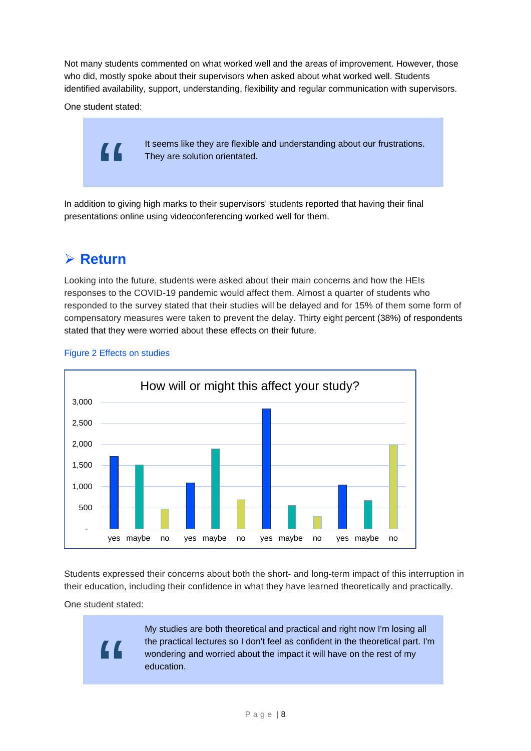Not many students commented on what worked well and the areas of improvement. However, those who did, mostly spoke about their supervisors when asked about what worked well. Students identified availability, support, understanding, flexibility and regular communication with supervisors.

One student stated:

> It seems like they are flexible and understanding about our frustrations. They are solution orientated.

In addition to giving high marks to their supervisors' students reported that having their final presentations online using videoconferencing worked well for them.

## ➢ Return

Looking into the future, students were asked about their main concerns and how the HEIs responses to the COVID-19 pandemic would affect them. Almost a quarter of students who responded to the survey stated that their studies will be delayed and for 15% of them some form of compensatory measures were taken to prevent the delay. Thirty eight percent (38%) of respondents stated that they were worried about these effects on their future.

Figure 2 Effects on studies

Students expressed their concerns about both the short- and long-term impact of this interruption in their education, including their confidence in what they have learned theoretically and practically.

One student stated:

> My studies are both theoretical and practical and right now I'm losing all the practical lectures so I don't feel as confident in the theoretical part. I'm wondering and worried about the impact it will have on the rest of my education.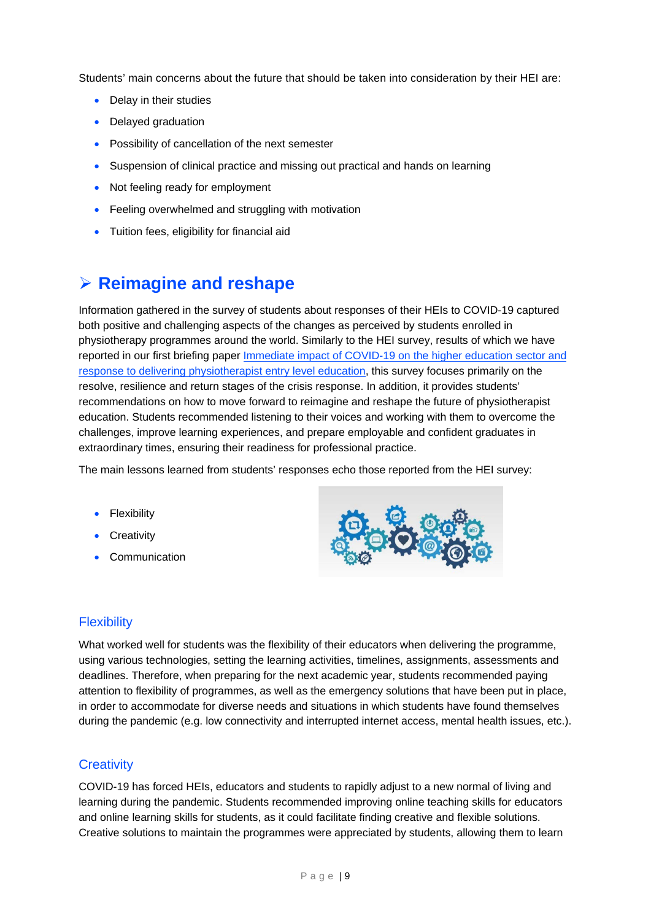Students' main concerns about the future that should be taken into consideration by their HEI are:

- Delay in their studies
- Delayed graduation
- Possibility of cancellation of the next semester
- Suspension of clinical practice and missing out practical and hands on learning
- Not feeling ready for employment
- Feeling overwhelmed and struggling with motivation
- Tuition fees, eligibility for financial aid

## ➢ Reimagine and reshape

Information gathered in the survey of students about responses of their HEIs to COVID-19 captured both positive and challenging aspects of the changes as perceived by students enrolled in physiotherapy programmes around the world. Similarly to the HEI survey, results of which we have reported in our first briefing paper Immediate impact of COVID-19 on the higher education sector and response to delivering physiotherapist entry level education, this survey focuses primarily on the resolve, resilience and return stages of the crisis response. In addition, it provides students' recommendations on how to move forward to reimagine and reshape the future of physiotherapist education. Students recommended listening to their voices and working with them to overcome the challenges, improve learning experiences, and prepare employable and confident graduates in extraordinary times, ensuring their readiness for professional practice.

The main lessons learned from students' responses echo those reported from the HEI survey:

- Flexibility
- Creativity
- Communication

### Flexibility

What worked well for students was the flexibility of their educators when delivering the programme, using various technologies, setting the learning activities, timelines, assignments, assessments and deadlines. Therefore, when preparing for the next academic year, students recommended paying attention to flexibility of programmes, as well as the emergency solutions that have been put in place, in order to accommodate for diverse needs and situations in which students have found themselves during the pandemic (e.g. low connectivity and interrupted internet access, mental health issues, etc.).

### Creativity

COVID-19 has forced HEIs, educators and students to rapidly adjust to a new normal of living and learning during the pandemic. Students recommended improving online teaching skills for educators and online learning skills for students, as it could facilitate finding creative and flexible solutions. Creative solutions to maintain the programmes were appreciated by students, allowing them to learn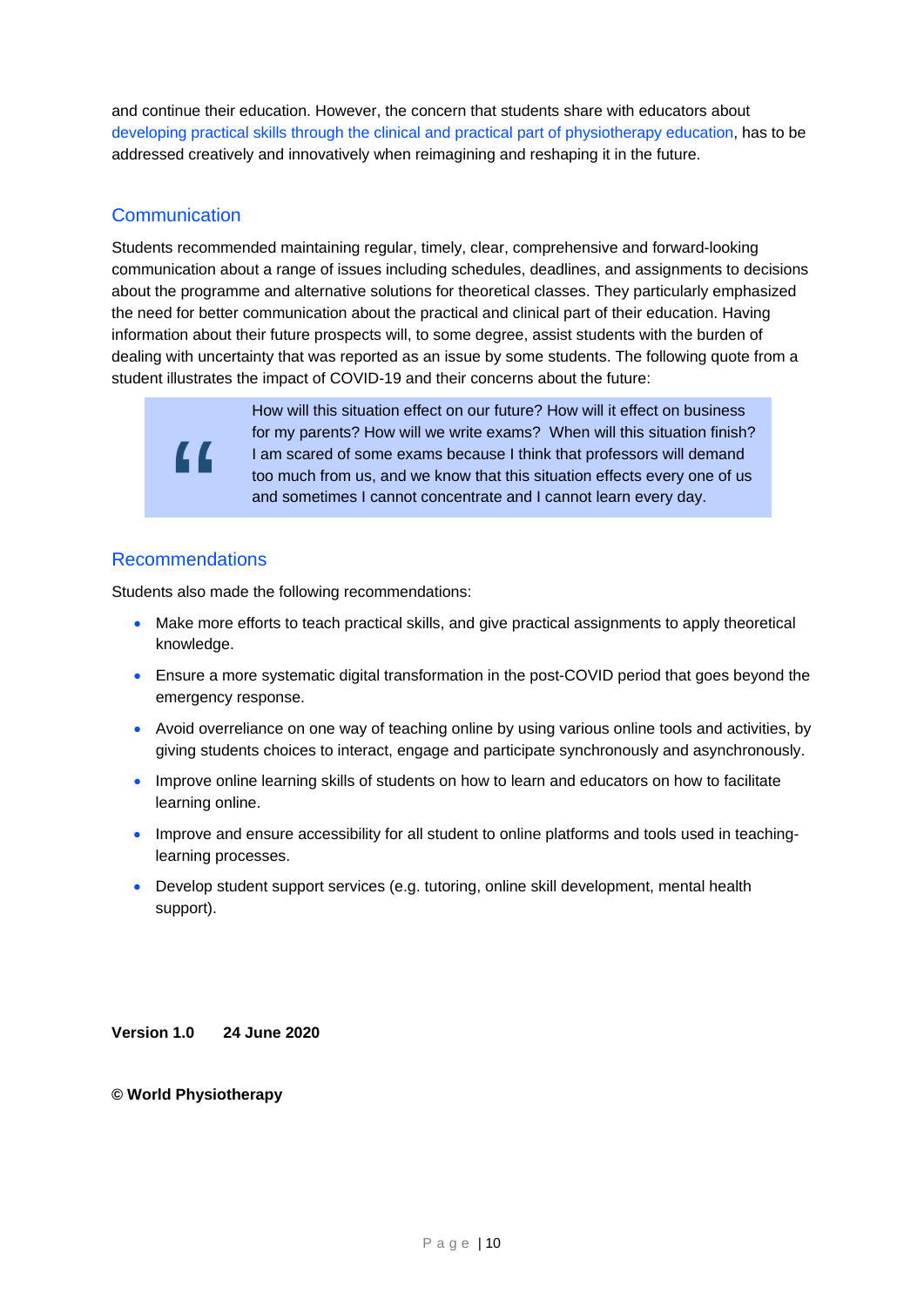and continue their education. However, the concern that students share with educators about developing practical skills through the clinical and practical part of physiotherapy education, has to be addressed creatively and innovatively when reimagining and reshaping it in the future.

## Communication

Students recommended maintaining regular, timely, clear, comprehensive and forward-looking communication about a range of issues including schedules, deadlines, and assignments to decisions about the programme and alternative solutions for theoretical classes. They particularly emphasized the need for better communication about the practical and clinical part of their education. Having information about their future prospects will, to some degree, assist students with the burden of dealing with uncertainty that was reported as an issue by some students. The following quote from a student illustrates the impact of COVID-19 and their concerns about the future:

> How will this situation effect on our future? How will it effect on business for my parents? How will we write exams? When will this situation finish? I am scared of some exams because I think that professors will demand too much from us, and we know that this situation effects every one of us and sometimes I cannot concentrate and I cannot learn every day.

## Recommendations

Students also made the following recommendations:

- Make more efforts to teach practical skills, and give practical assignments to apply theoretical knowledge.
- Ensure a more systematic digital transformation in the post-COVID period that goes beyond the emergency response.
- Avoid overreliance on one way of teaching online by using various online tools and activities, by giving students choices to interact, engage and participate synchronously and asynchronously.
- Improve online learning skills of students on how to learn and educators on how to facilitate learning online.
- Improve and ensure accessibility for all student to online platforms and tools used in teaching-learning processes.
- Develop student support services (e.g. tutoring, online skill development, mental health support).

**Version 1.0 24 June 2020**

**© World Physiotherapy**